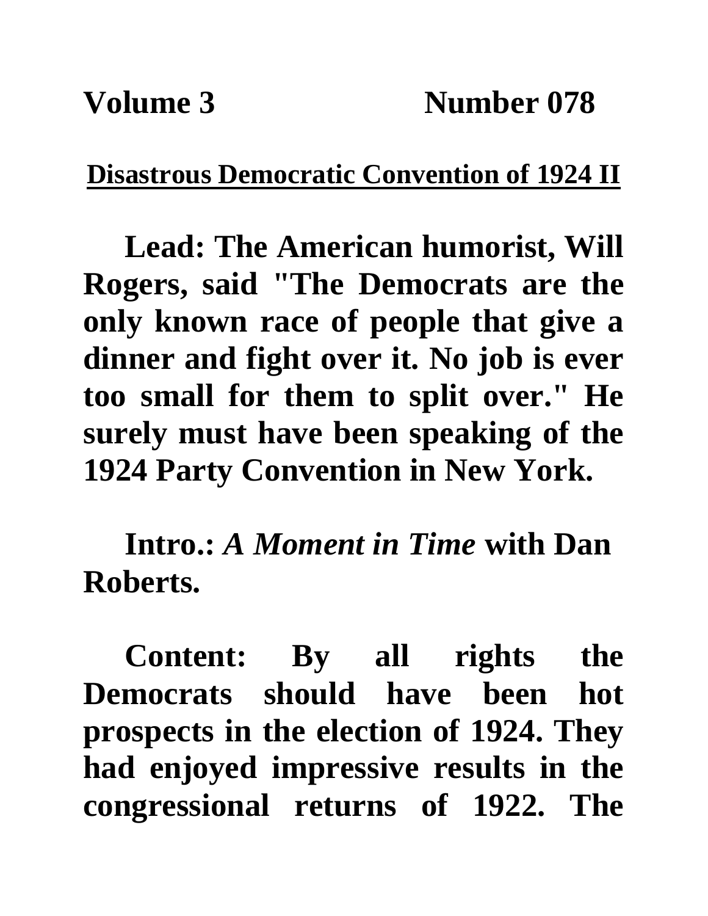**Volume 3 Number 078**

## Disastrous Democratic Convention of 1924 II

**Lead: The American humorist, Will Rogers, said "The Democrats are the only known race of people that give a dinner and fight over it. No job is ever too small for them to split over." He surely must have been speaking of the 1924 Party Convention in New York.**

**Intro.: *A Moment in Time* with Dan Roberts.**

**Content: By all rights the Democrats should have been hot prospects in the election of 1924. They had enjoyed impressive results in the congressional returns of 1922. The**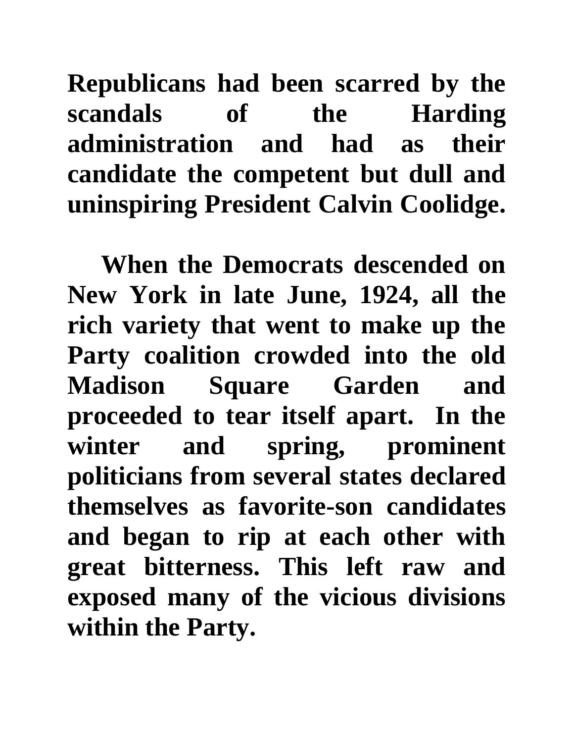**Republicans had been scarred by the scandals of the Harding administration and had as their candidate the competent but dull and uninspiring President Calvin Coolidge.**

**When the Democrats descended on New York in late June, 1924, all the rich variety that went to make up the Party coalition crowded into the old Madison Square Garden and proceeded to tear itself apart. In the winter and spring, prominent politicians from several states declared themselves as favorite-son candidates and began to rip at each other with great bitterness. This left raw and exposed many of the vicious divisions within the Party.**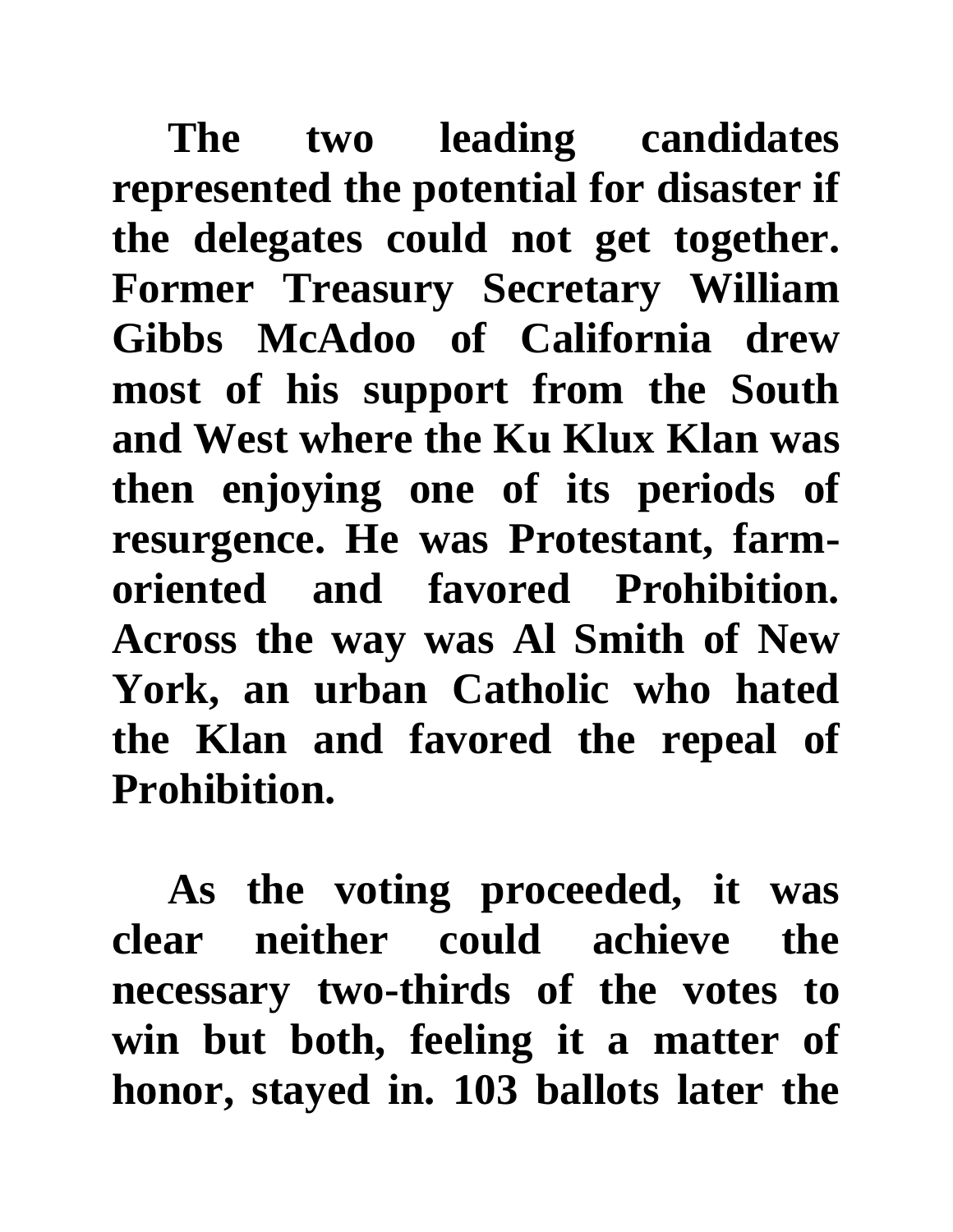**The two leading candidates represented the potential for disaster if the delegates could not get together. Former Treasury Secretary William Gibbs McAdoo of California drew most of his support from the South and West where the Ku Klux Klan was then enjoying one of its periods of resurgence. He was Protestant, farm-oriented and favored Prohibition. Across the way was Al Smith of New York, an urban Catholic who hated the Klan and favored the repeal of Prohibition.**

**As the voting proceeded, it was clear neither could achieve the necessary two-thirds of the votes to win but both, feeling it a matter of honor, stayed in. 103 ballots later the**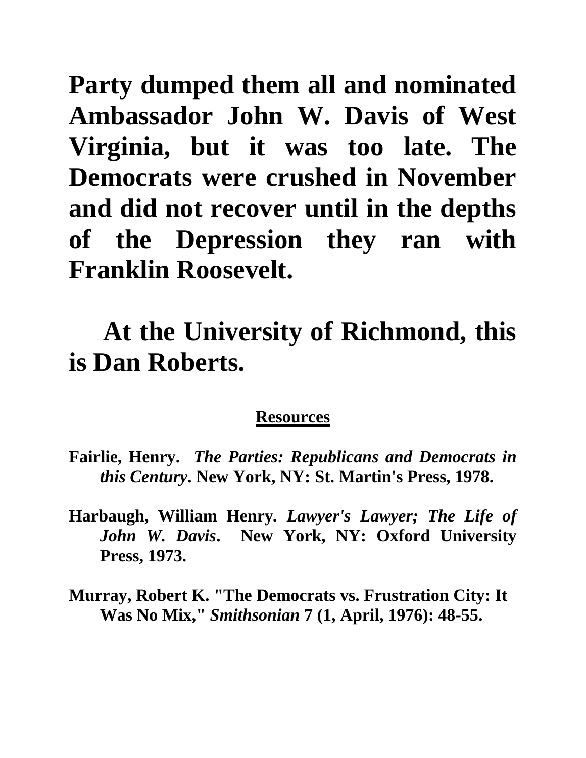**Party dumped them all and nominated Ambassador John W. Davis of West Virginia, but it was too late. The Democrats were crushed in November and did not recover until in the depths of the Depression they ran with Franklin Roosevelt.**

**At the University of Richmond, this is Dan Roberts.**

## Resources

**Fairlie, Henry.** ***The Parties: Republicans and Democrats in this Century*****. New York, NY: St. Martin's Press, 1978.**

**Harbaugh, William Henry.** ***Lawyer's Lawyer; The Life of John W. Davis*****. New York, NY: Oxford University Press, 1973.**

**Murray, Robert K. "The Democrats vs. Frustration City: It Was No Mix,"** ***Smithsonian*** **7 (1, April, 1976): 48-55.**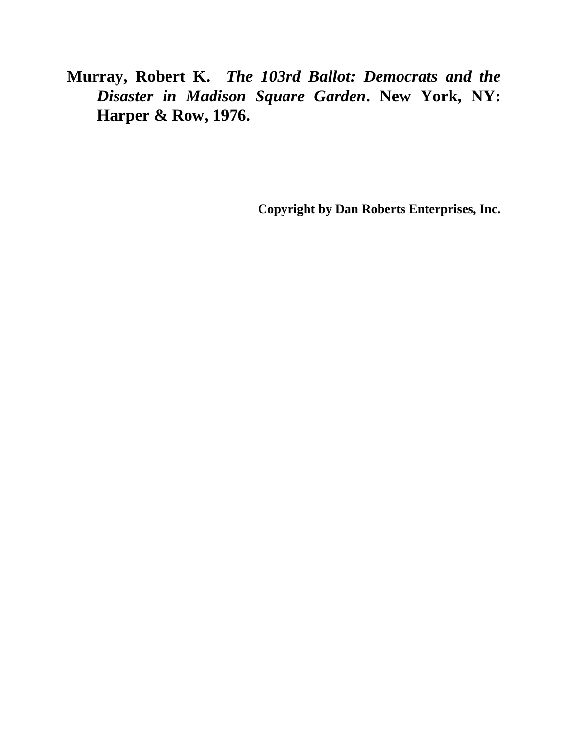**Murray, Robert K.** ***The 103rd Ballot: Democrats and the Disaster in Madison Square Garden*. New York, NY: Harper & Row, 1976.**

**Copyright by Dan Roberts Enterprises, Inc.**